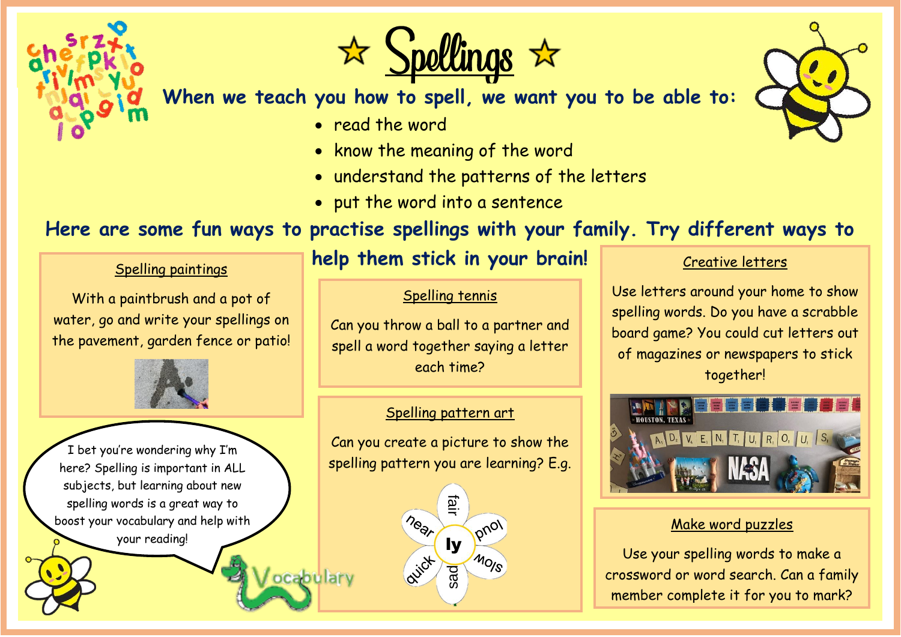# ☆ Spellings ☆

**When we teach you how to spell, we want you to be able to:**

- read the word
- know the meaning of the word
- understand the patterns of the letters
- put the word into a sentence

**Here are some fun ways to practise spellings with your family. Try different ways to help them stick in your brain!**

## Spelling paintings

With a paintbrush and a pot of water, go and write your spellings on the pavement, garden fence or patio!

## Spelling tennis

Can you throw a ball to a partner and spell a word together saying a letter each time?

## Creative letters

Use letters around your home to show spelling words. Do you have a scrabble board game? You could cut letters out of magazines or newspapers to stick together!

## Spelling pattern art

Can you create a picture to show the spelling pattern you are learning? E.g.

ly: fair, loud, slow, sad, quick, near

## Make word puzzles

Use your spelling words to make a crossword or word search. Can a family member complete it for you to mark?

I bet you're wondering why I'm here? Spelling is important in ALL subjects, but learning about new spelling words is a great way to boost your vocabulary and help with your reading!

Vocabulary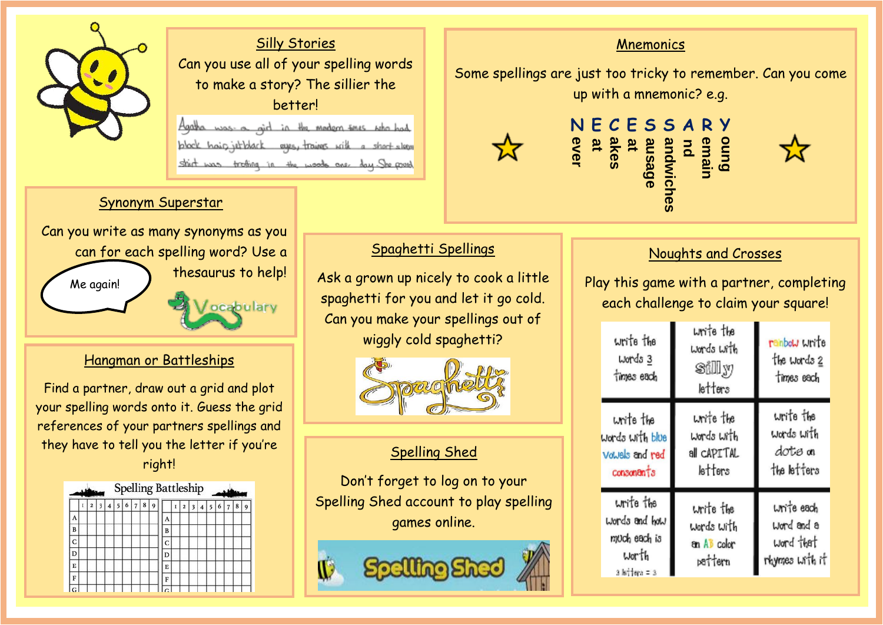## Silly Stories

Can you use all of your spelling words to make a story? The sillier the better!

Agatha was a girl in the modern times who had black hair, jet black eyes, trainers with a short sleeve shirt was trotting in the woods one day. She found

## Mnemonics

Some spellings are just too tricky to remember. Can you come up with a mnemonic? e.g.

N E C E S S A R Y

**N**ever **E**at **C**akes **E**at **S**ausage **S**andwiches **A**nd **R**emain **Y**oung

## Synonym Superstar

Can you write as many synonyms as you can for each spelling word? Use a thesaurus to help!

Me again!

Vocabulary

## Spaghetti Spellings

Ask a grown up nicely to cook a little spaghetti for you and let it go cold. Can you make your spellings out of wiggly cold spaghetti?

Spaghetti

## Noughts and Crosses

Play this game with a partner, completing each challenge to claim your square!

| | | |
|---|---|---|
| write the words 3 times each | write the words with silly letters | rainbow write the words 2 times each |
| write the words with blue vowels and red consonants | write the words with all CAPITAL letters | write the words with dots on the letters |
| write the words and how much each is worth 3 letters = 3 | write the words with an AB color pattern | write each word and a word that rhymes with it |

## Hangman or Battleships

Find a partner, draw out a grid and plot your spelling words onto it. Guess the grid references of your partners spellings and they have to tell you the letter if you're right!

Spelling Battleship

## Spelling Shed

Don't forget to log on to your Spelling Shed account to play spelling games online.

Spelling Shed